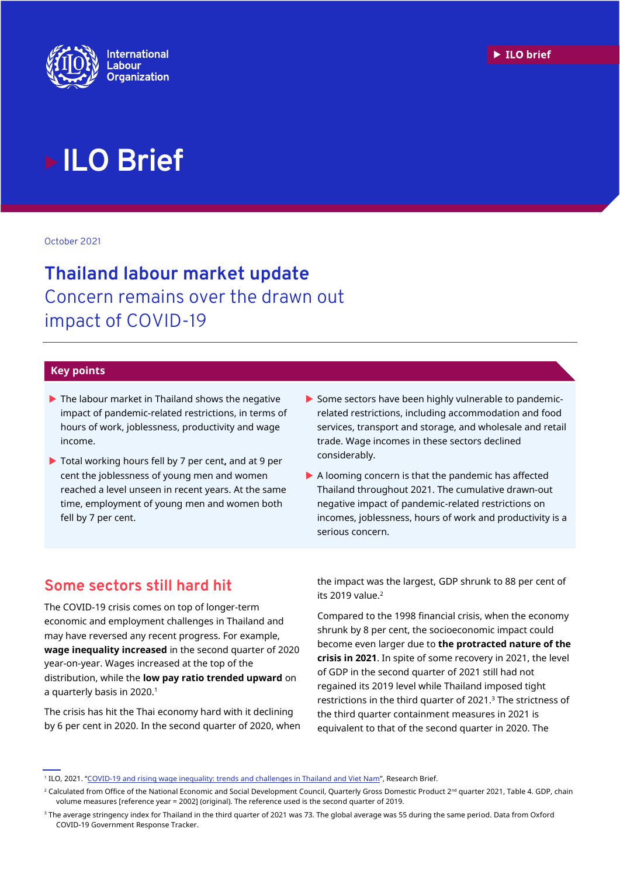# ILO Brief

October 2021

## Thailand labour market update
### Concern remains over the drawn out impact of COVID-19

### Key points

- The labour market in Thailand shows the negative impact of pandemic-related restrictions, in terms of hours of work, joblessness, productivity and wage income.
- Total working hours fell by 7 per cent, and at 9 per cent the joblessness of young men and women reached a level unseen in recent years. At the same time, employment of young men and women both fell by 7 per cent.
- Some sectors have been highly vulnerable to pandemic-related restrictions, including accommodation and food services, transport and storage, and wholesale and retail trade. Wage incomes in these sectors declined considerably.
- A looming concern is that the pandemic has affected Thailand throughout 2021. The cumulative drawn-out negative impact of pandemic-related restrictions on incomes, joblessness, hours of work and productivity is a serious concern.

## Some sectors still hard hit

The COVID-19 crisis comes on top of longer-term economic and employment challenges in Thailand and may have reversed any recent progress. For example, **wage inequality increased** in the second quarter of 2020 year-on-year. Wages increased at the top of the distribution, while the **low pay ratio trended upward** on a quarterly basis in 2020.[1]

The crisis has hit the Thai economy hard with it declining by 6 per cent in 2020. In the second quarter of 2020, when the impact was the largest, GDP shrunk to 88 per cent of its 2019 value.[2]

Compared to the 1998 financial crisis, when the economy shrunk by 8 per cent, the socioeconomic impact could become even larger due to **the protracted nature of the crisis in 2021**. In spite of some recovery in 2021, the level of GDP in the second quarter of 2021 still had not regained its 2019 level while Thailand imposed tight restrictions in the third quarter of 2021.[3] The strictness of the third quarter containment measures in 2021 is equivalent to that of the second quarter in 2020. The

---

[1] ILO, 2021. "COVID-19 and rising wage inequality: trends and challenges in Thailand and Viet Nam", Research Brief.

[2] Calculated from Office of the National Economic and Social Development Council, Quarterly Gross Domestic Product 2nd quarter 2021, Table 4. GDP, chain volume measures [reference year = 2002] (original). The reference used is the second quarter of 2019.

[3] The average stringency index for Thailand in the third quarter of 2021 was 73. The global average was 55 during the same period. Data from Oxford COVID-19 Government Response Tracker.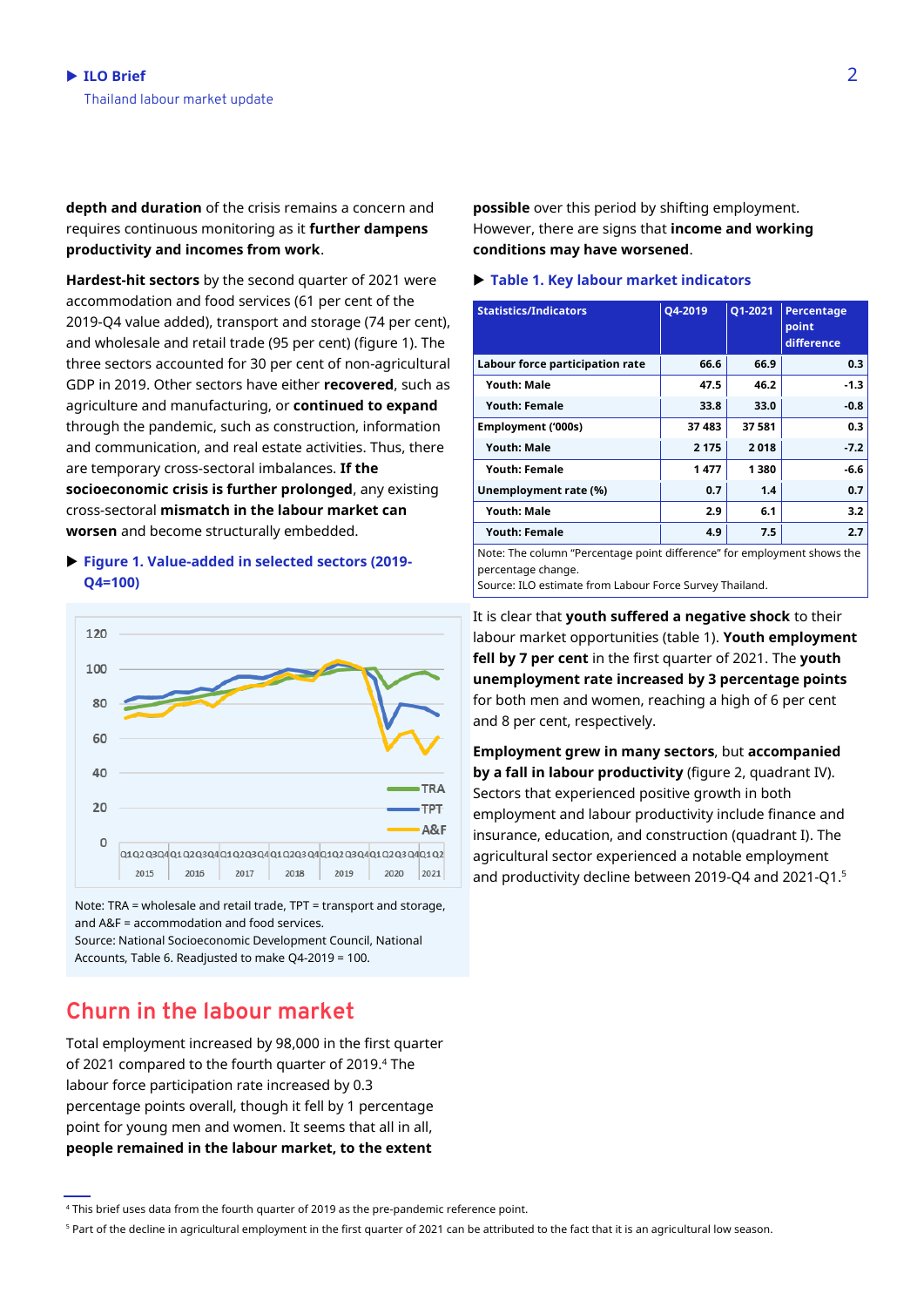**depth and duration** of the crisis remains a concern and requires continuous monitoring as it **further dampens productivity and incomes from work**.

**Hardest-hit sectors** by the second quarter of 2021 were accommodation and food services (61 per cent of the 2019-Q4 value added), transport and storage (74 per cent), and wholesale and retail trade (95 per cent) (figure 1). The three sectors accounted for 30 per cent of non-agricultural GDP in 2019. Other sectors have either **recovered**, such as agriculture and manufacturing, or **continued to expand** through the pandemic, such as construction, information and communication, and real estate activities. Thus, there are temporary cross-sectoral imbalances. **If the socioeconomic crisis is further prolonged**, any existing cross-sectoral **mismatch in the labour market can worsen** and become structurally embedded.

**Figure 1. Value-added in selected sectors (2019-Q4=100)**

Note: TRA = wholesale and retail trade, TPT = transport and storage, and A&F = accommodation and food services.
Source: National Socioeconomic Development Council, National Accounts, Table 6. Readjusted to make Q4-2019 = 100.

## Churn in the labour market

Total employment increased by 98,000 in the first quarter of 2021 compared to the fourth quarter of 2019.[4] The labour force participation rate increased by 0.3 percentage points overall, though it fell by 1 percentage point for young men and women. It seems that all in all, **people remained in the labour market, to the extent possible** over this period by shifting employment. However, there are signs that **income and working conditions may have worsened**.

**Table 1. Key labour market indicators**

| Statistics/Indicators | Q4-2019 | Q1-2021 | Percentage point difference |
|---|---|---|---|
| **Labour force participation rate** | 66.6 | 66.9 | 0.3 |
| Youth: Male | 47.5 | 46.2 | -1.3 |
| Youth: Female | 33.8 | 33.0 | -0.8 |
| **Employment ('000s)** | 37 483 | 37 581 | 0.3 |
| Youth: Male | 2 175 | 2 018 | -7.2 |
| Youth: Female | 1 477 | 1 380 | -6.6 |
| **Unemployment rate (%)** | 0.7 | 1.4 | 0.7 |
| Youth: Male | 2.9 | 6.1 | 3.2 |
| Youth: Female | 4.9 | 7.5 | 2.7 |

Note: The column "Percentage point difference" for employment shows the percentage change.
Source: ILO estimate from Labour Force Survey Thailand.

It is clear that **youth suffered a negative shock** to their labour market opportunities (table 1). **Youth employment fell by 7 per cent** in the first quarter of 2021. The **youth unemployment rate increased by 3 percentage points** for both men and women, reaching a high of 6 per cent and 8 per cent, respectively.

**Employment grew in many sectors**, but **accompanied by a fall in labour productivity** (figure 2, quadrant IV). Sectors that experienced positive growth in both employment and labour productivity include finance and insurance, education, and construction (quadrant I). The agricultural sector experienced a notable employment and productivity decline between 2019-Q4 and 2021-Q1.[5]

[4] This brief uses data from the fourth quarter of 2019 as the pre-pandemic reference point.

[5] Part of the decline in agricultural employment in the first quarter of 2021 can be attributed to the fact that it is an agricultural low season.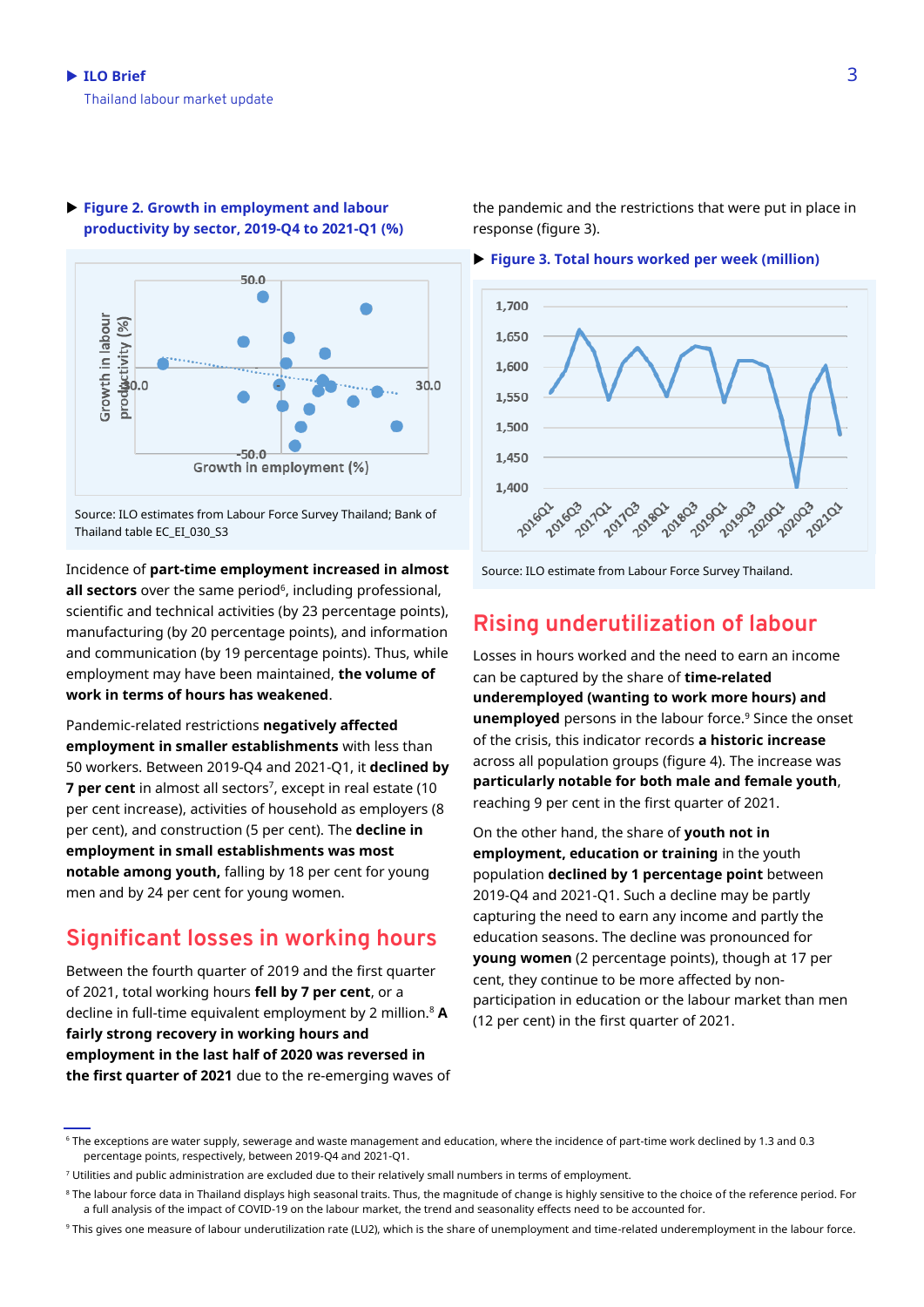**Figure 2. Growth in employment and labour productivity by sector, 2019-Q4 to 2021-Q1 (%)**

Source: ILO estimates from Labour Force Survey Thailand; Bank of Thailand table EC_EI_030_S3

Incidence of **part-time employment increased in almost all sectors** over the same period[6], including professional, scientific and technical activities (by 23 percentage points), manufacturing (by 20 percentage points), and information and communication (by 19 percentage points). Thus, while employment may have been maintained, **the volume of work in terms of hours has weakened**.

Pandemic-related restrictions **negatively affected employment in smaller establishments** with less than 50 workers. Between 2019-Q4 and 2021-Q1, it **declined by 7 per cent** in almost all sectors[7], except in real estate (10 per cent increase), activities of household as employers (8 per cent), and construction (5 per cent). The **decline in employment in small establishments was most notable among youth,** falling by 18 per cent for young men and by 24 per cent for young women.

## Significant losses in working hours

Between the fourth quarter of 2019 and the first quarter of 2021, total working hours **fell by 7 per cent**, or a decline in full-time equivalent employment by 2 million.[8] **A fairly strong recovery in working hours and employment in the last half of 2020 was reversed in the first quarter of 2021** due to the re-emerging waves of the pandemic and the restrictions that were put in place in response (figure 3).

**Figure 3. Total hours worked per week (million)**

Source: ILO estimate from Labour Force Survey Thailand.

## Rising underutilization of labour

Losses in hours worked and the need to earn an income can be captured by the share of **time-related underemployed (wanting to work more hours) and unemployed** persons in the labour force.[9] Since the onset of the crisis, this indicator records **a historic increase** across all population groups (figure 4). The increase was **particularly notable for both male and female youth**, reaching 9 per cent in the first quarter of 2021.

On the other hand, the share of **youth not in employment, education or training** in the youth population **declined by 1 percentage point** between 2019-Q4 and 2021-Q1. Such a decline may be partly capturing the need to earn any income and partly the education seasons. The decline was pronounced for **young women** (2 percentage points), though at 17 per cent, they continue to be more affected by non-participation in education or the labour market than men (12 per cent) in the first quarter of 2021.

---

[6] The exceptions are water supply, sewerage and waste management and education, where the incidence of part-time work declined by 1.3 and 0.3 percentage points, respectively, between 2019-Q4 and 2021-Q1.

[7] Utilities and public administration are excluded due to their relatively small numbers in terms of employment.

[8] The labour force data in Thailand displays high seasonal traits. Thus, the magnitude of change is highly sensitive to the choice of the reference period. For a full analysis of the impact of COVID-19 on the labour market, the trend and seasonality effects need to be accounted for.

[9] This gives one measure of labour underutilization rate (LU2), which is the share of unemployment and time-related underemployment in the labour force.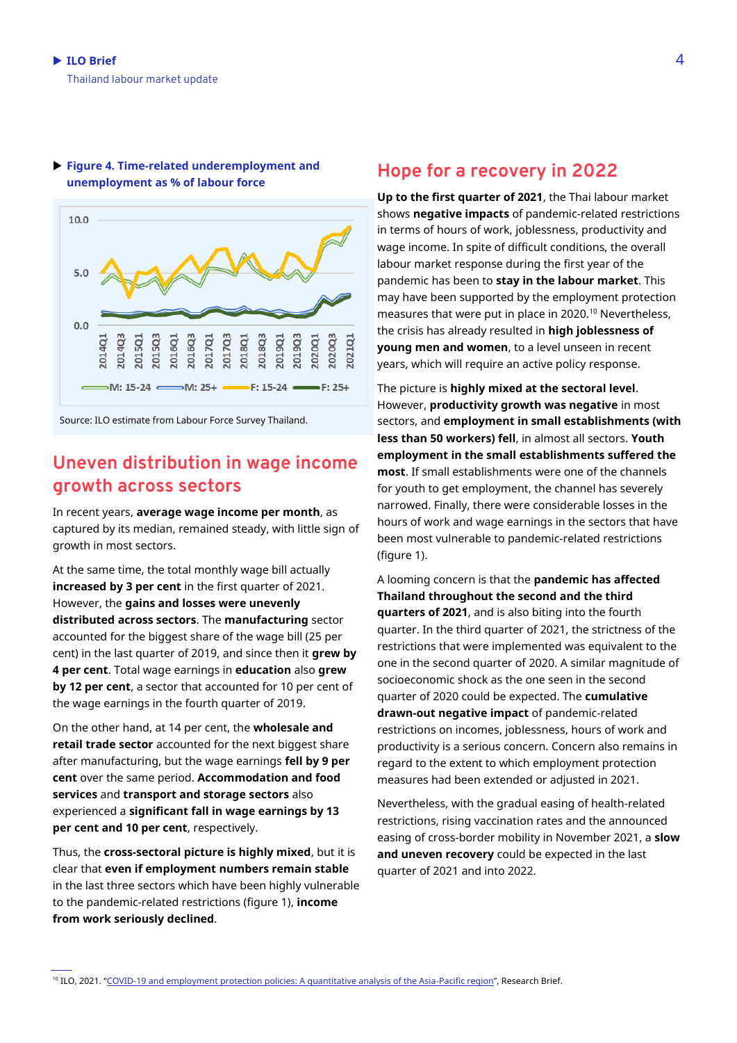**Figure 4. Time-related underemployment and unemployment as % of labour force**

Source: ILO estimate from Labour Force Survey Thailand.

## Uneven distribution in wage income growth across sectors

In recent years, **average wage income per month**, as captured by its median, remained steady, with little sign of growth in most sectors.

At the same time, the total monthly wage bill actually **increased by 3 per cent** in the first quarter of 2021. However, the **gains and losses were unevenly distributed across sectors**. The **manufacturing** sector accounted for the biggest share of the wage bill (25 per cent) in the last quarter of 2019, and since then it **grew by 4 per cent**. Total wage earnings in **education** also **grew by 12 per cent**, a sector that accounted for 10 per cent of the wage earnings in the fourth quarter of 2019.

On the other hand, at 14 per cent, the **wholesale and retail trade sector** accounted for the next biggest share after manufacturing, but the wage earnings **fell by 9 per cent** over the same period. **Accommodation and food services** and **transport and storage sectors** also experienced a **significant fall in wage earnings by 13 per cent and 10 per cent**, respectively.

Thus, the **cross-sectoral picture is highly mixed**, but it is clear that **even if employment numbers remain stable** in the last three sectors which have been highly vulnerable to the pandemic-related restrictions (figure 1), **income from work seriously declined**.

## Hope for a recovery in 2022

**Up to the first quarter of 2021**, the Thai labour market shows **negative impacts** of pandemic-related restrictions in terms of hours of work, joblessness, productivity and wage income. In spite of difficult conditions, the overall labour market response during the first year of the pandemic has been to **stay in the labour market**. This may have been supported by the employment protection measures that were put in place in 2020.[10] Nevertheless, the crisis has already resulted in **high joblessness of young men and women**, to a level unseen in recent years, which will require an active policy response.

The picture is **highly mixed at the sectoral level**. However, **productivity growth was negative** in most sectors, and **employment in small establishments (with less than 50 workers) fell**, in almost all sectors. **Youth employment in the small establishments suffered the most**. If small establishments were one of the channels for youth to get employment, the channel has severely narrowed. Finally, there were considerable losses in the hours of work and wage earnings in the sectors that have been most vulnerable to pandemic-related restrictions (figure 1).

A looming concern is that the **pandemic has affected Thailand throughout the second and the third quarters of 2021**, and is also biting into the fourth quarter. In the third quarter of 2021, the strictness of the restrictions that were implemented was equivalent to the one in the second quarter of 2020. A similar magnitude of socioeconomic shock as the one seen in the second quarter of 2020 could be expected. The **cumulative drawn-out negative impact** of pandemic-related restrictions on incomes, joblessness, hours of work and productivity is a serious concern. Concern also remains in regard to the extent to which employment protection measures had been extended or adjusted in 2021.

Nevertheless, with the gradual easing of health-related restrictions, rising vaccination rates and the announced easing of cross-border mobility in November 2021, a **slow and uneven recovery** could be expected in the last quarter of 2021 and into 2022.

---

[10] ILO, 2021. "COVID-19 and employment protection policies: A quantitative analysis of the Asia-Pacific region", Research Brief.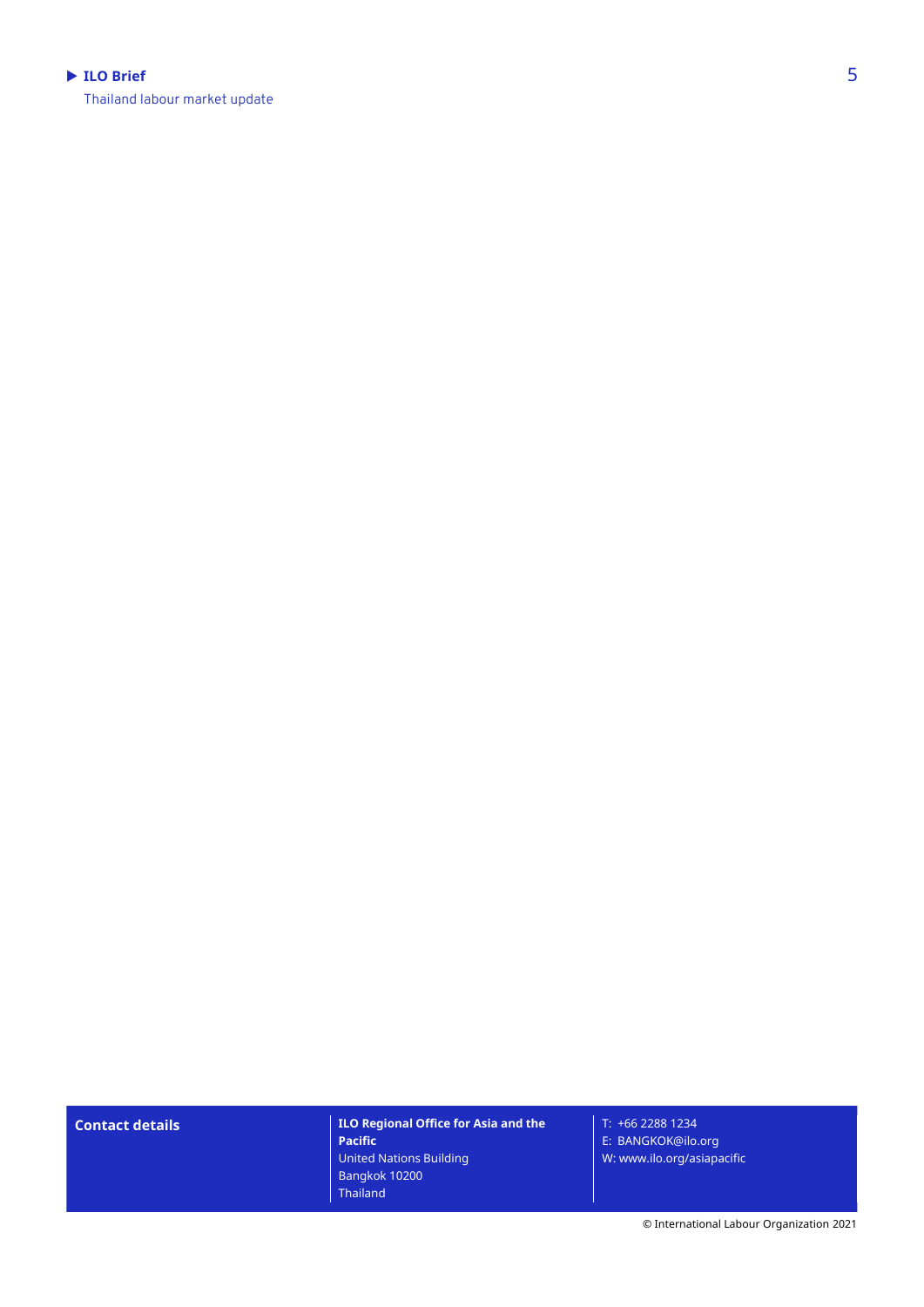**Contact details**

**ILO Regional Office for Asia and the Pacific**
United Nations Building
Bangkok 10200
Thailand

T: +66 2288 1234
E: BANGKOK@ilo.org
W: www.ilo.org/asiapacific

© International Labour Organization 2021